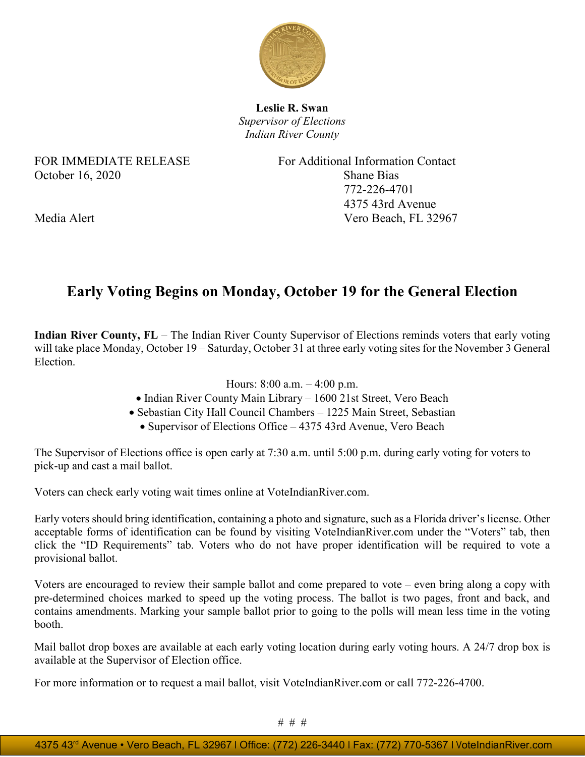**Leslie R. Swan**
*Supervisor of Elections*
*Indian River County*

FOR IMMEDIATE RELEASE
October 16, 2020

Media Alert

For Additional Information Contact
Shane Bias
772-226-4701
4375 43rd Avenue
Vero Beach, FL 32967

# Early Voting Begins on Monday, October 19 for the General Election

**Indian River County, FL** – The Indian River County Supervisor of Elections reminds voters that early voting will take place Monday, October 19 – Saturday, October 31 at three early voting sites for the November 3 General Election.

Hours: 8:00 a.m. – 4:00 p.m.

- Indian River County Main Library – 1600 21st Street, Vero Beach
- Sebastian City Hall Council Chambers – 1225 Main Street, Sebastian
- Supervisor of Elections Office – 4375 43rd Avenue, Vero Beach

The Supervisor of Elections office is open early at 7:30 a.m. until 5:00 p.m. during early voting for voters to pick-up and cast a mail ballot.

Voters can check early voting wait times online at VoteIndianRiver.com.

Early voters should bring identification, containing a photo and signature, such as a Florida driver's license. Other acceptable forms of identification can be found by visiting VoteIndianRiver.com under the "Voters" tab, then click the "ID Requirements" tab. Voters who do not have proper identification will be required to vote a provisional ballot.

Voters are encouraged to review their sample ballot and come prepared to vote – even bring along a copy with pre-determined choices marked to speed up the voting process. The ballot is two pages, front and back, and contains amendments. Marking your sample ballot prior to going to the polls will mean less time in the voting booth.

Mail ballot drop boxes are available at each early voting location during early voting hours. A 24/7 drop box is available at the Supervisor of Election office.

For more information or to request a mail ballot, visit VoteIndianRiver.com or call 772-226-4700.

# # #

4375 43rd Avenue • Vero Beach, FL 32967 l Office: (772) 226-3440 l Fax: (772) 770-5367 l VoteIndianRiver.com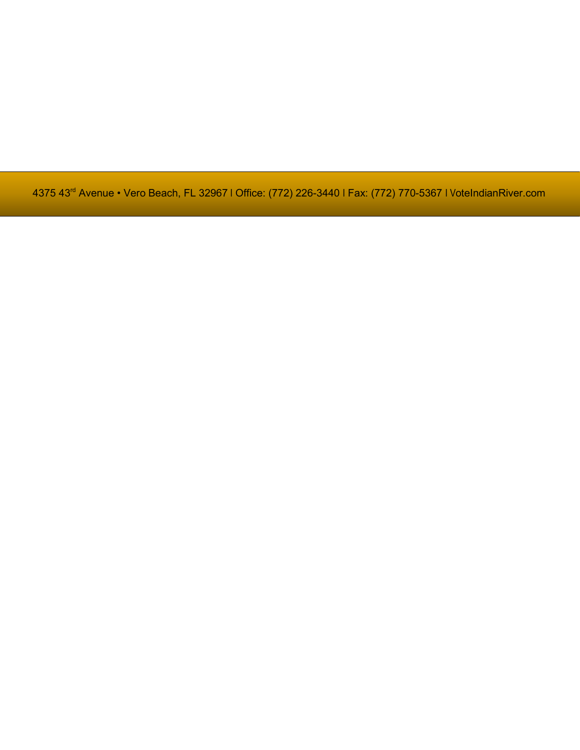4375 43rd Avenue • Vero Beach, FL 32967 | Office: (772) 226-3440 | Fax: (772) 770-5367 | VoteIndianRiver.com